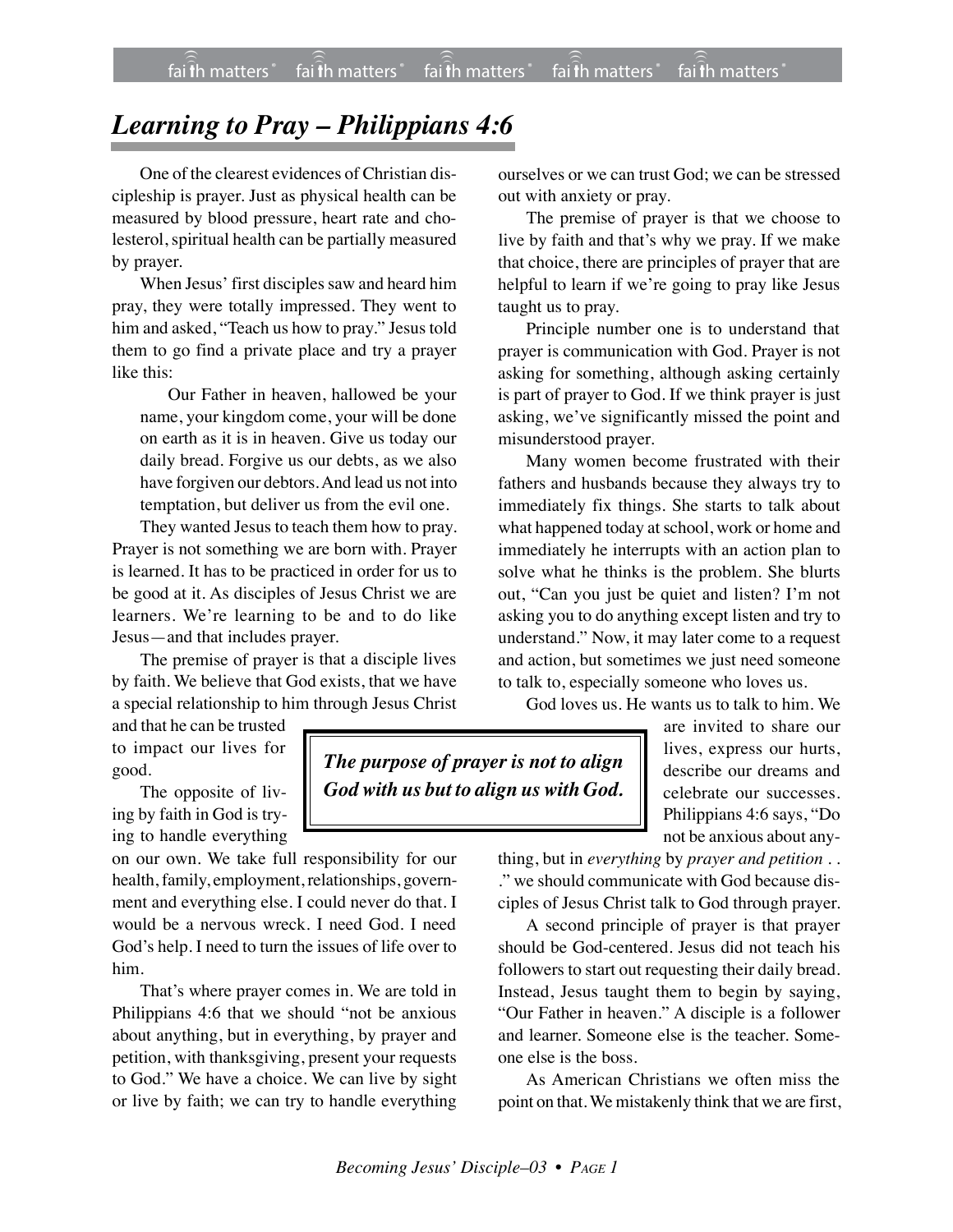# *Learning to Pray – Philippians 4:6*

One of the clearest evidences of Christian discipleship is prayer. Just as physical health can be measured by blood pressure, heart rate and cholesterol, spiritual health can be partially measured by prayer.

When Jesus' first disciples saw and heard him pray, they were totally impressed. They went to him and asked, "Teach us how to pray." Jesus told them to go find a private place and try a prayer like this:

> Our Father in heaven, hallowed be your name, your kingdom come, your will be done on earth as it is in heaven. Give us today our daily bread. Forgive us our debts, as we also have forgiven our debtors. And lead us not into temptation, but deliver us from the evil one.

They wanted Jesus to teach them how to pray. Prayer is not something we are born with. Prayer is learned. It has to be practiced in order for us to be good at it. As disciples of Jesus Christ we are learners. We're learning to be and to do like Jesus—and that includes prayer.

The premise of prayer is that a disciple lives by faith. We believe that God exists, that we have a special relationship to him through Jesus Christ and that he can be trusted to impact our lives for good.

> ***The purpose of prayer is not to align God with us but to align us with God.***

The opposite of living by faith in God is trying to handle everything on our own. We take full responsibility for our health, family, employment, relationships, government and everything else. I could never do that. I would be a nervous wreck. I need God. I need God's help. I need to turn the issues of life over to him.

That's where prayer comes in. We are told in Philippians 4:6 that we should "not be anxious about anything, but in everything, by prayer and petition, with thanksgiving, present your requests to God." We have a choice. We can live by sight or live by faith; we can try to handle everything ourselves or we can trust God; we can be stressed out with anxiety or pray.

The premise of prayer is that we choose to live by faith and that's why we pray. If we make that choice, there are principles of prayer that are helpful to learn if we're going to pray like Jesus taught us to pray.

Principle number one is to understand that prayer is communication with God. Prayer is not asking for something, although asking certainly is part of prayer to God. If we think prayer is just asking, we've significantly missed the point and misunderstood prayer.

Many women become frustrated with their fathers and husbands because they always try to immediately fix things. She starts to talk about what happened today at school, work or home and immediately he interrupts with an action plan to solve what he thinks is the problem. She blurts out, "Can you just be quiet and listen? I'm not asking you to do anything except listen and try to understand." Now, it may later come to a request and action, but sometimes we just need someone to talk to, especially someone who loves us.

God loves us. He wants us to talk to him. We are invited to share our lives, express our hurts, describe our dreams and celebrate our successes. Philippians 4:6 says, "Do not be anxious about anything, but in *everything* by *prayer and petition . . .*" we should communicate with God because disciples of Jesus Christ talk to God through prayer.

A second principle of prayer is that prayer should be God-centered. Jesus did not teach his followers to start out requesting their daily bread. Instead, Jesus taught them to begin by saying, "Our Father in heaven." A disciple is a follower and learner. Someone else is the teacher. Someone else is the boss.

As American Christians we often miss the point on that. We mistakenly think that we are first,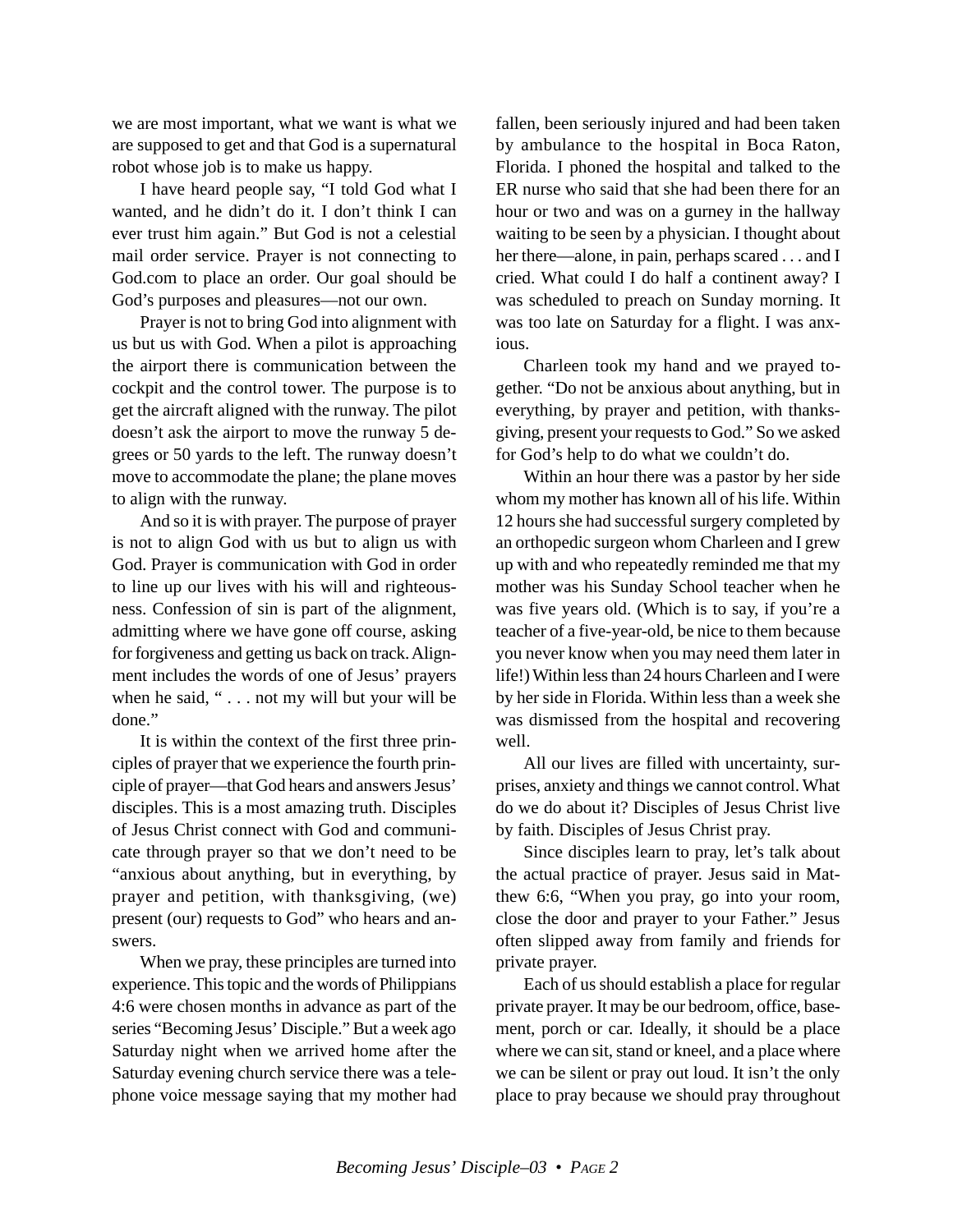we are most important, what we want is what we are supposed to get and that God is a supernatural robot whose job is to make us happy.

I have heard people say, "I told God what I wanted, and he didn't do it. I don't think I can ever trust him again." But God is not a celestial mail order service. Prayer is not connecting to God.com to place an order. Our goal should be God's purposes and pleasures—not our own.

Prayer is not to bring God into alignment with us but us with God. When a pilot is approaching the airport there is communication between the cockpit and the control tower. The purpose is to get the aircraft aligned with the runway. The pilot doesn't ask the airport to move the runway 5 degrees or 50 yards to the left. The runway doesn't move to accommodate the plane; the plane moves to align with the runway.

And so it is with prayer. The purpose of prayer is not to align God with us but to align us with God. Prayer is communication with God in order to line up our lives with his will and righteousness. Confession of sin is part of the alignment, admitting where we have gone off course, asking for forgiveness and getting us back on track. Alignment includes the words of one of Jesus' prayers when he said, " . . . not my will but your will be done."

It is within the context of the first three principles of prayer that we experience the fourth principle of prayer—that God hears and answers Jesus' disciples. This is a most amazing truth. Disciples of Jesus Christ connect with God and communicate through prayer so that we don't need to be "anxious about anything, but in everything, by prayer and petition, with thanksgiving, (we) present (our) requests to God" who hears and answers.

When we pray, these principles are turned into experience. This topic and the words of Philippians 4:6 were chosen months in advance as part of the series "Becoming Jesus' Disciple." But a week ago Saturday night when we arrived home after the Saturday evening church service there was a telephone voice message saying that my mother had fallen, been seriously injured and had been taken by ambulance to the hospital in Boca Raton, Florida. I phoned the hospital and talked to the ER nurse who said that she had been there for an hour or two and was on a gurney in the hallway waiting to be seen by a physician. I thought about her there—alone, in pain, perhaps scared . . . and I cried. What could I do half a continent away? I was scheduled to preach on Sunday morning. It was too late on Saturday for a flight. I was anxious.

Charleen took my hand and we prayed together. "Do not be anxious about anything, but in everything, by prayer and petition, with thanksgiving, present your requests to God." So we asked for God's help to do what we couldn't do.

Within an hour there was a pastor by her side whom my mother has known all of his life. Within 12 hours she had successful surgery completed by an orthopedic surgeon whom Charleen and I grew up with and who repeatedly reminded me that my mother was his Sunday School teacher when he was five years old. (Which is to say, if you're a teacher of a five-year-old, be nice to them because you never know when you may need them later in life!) Within less than 24 hours Charleen and I were by her side in Florida. Within less than a week she was dismissed from the hospital and recovering well.

All our lives are filled with uncertainty, surprises, anxiety and things we cannot control. What do we do about it? Disciples of Jesus Christ live by faith. Disciples of Jesus Christ pray.

Since disciples learn to pray, let's talk about the actual practice of prayer. Jesus said in Matthew 6:6, "When you pray, go into your room, close the door and prayer to your Father." Jesus often slipped away from family and friends for private prayer.

Each of us should establish a place for regular private prayer. It may be our bedroom, office, basement, porch or car. Ideally, it should be a place where we can sit, stand or kneel, and a place where we can be silent or pray out loud. It isn't the only place to pray because we should pray throughout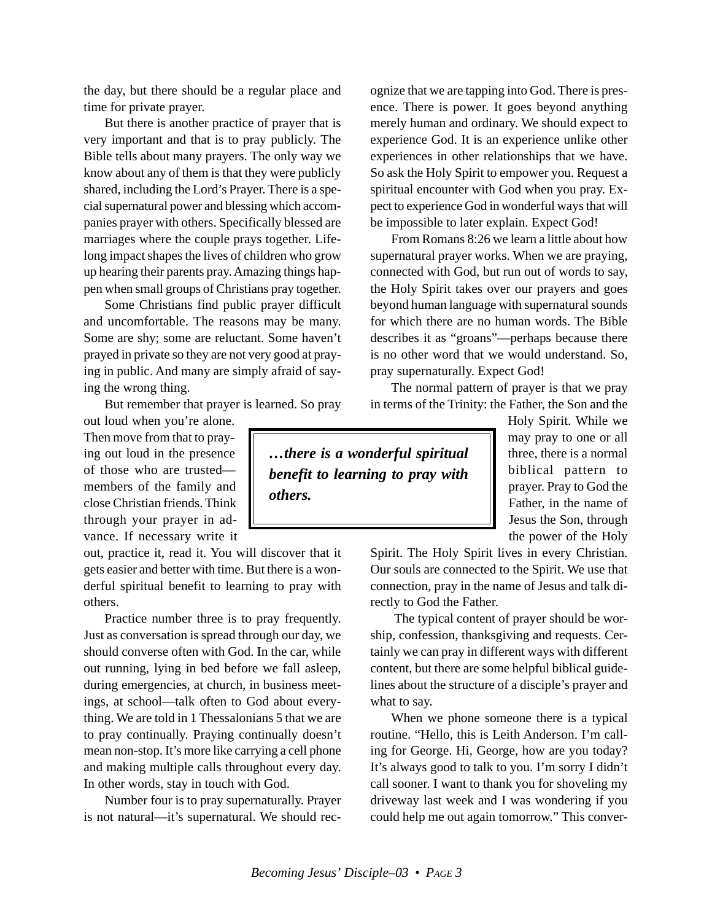the day, but there should be a regular place and time for private prayer.

But there is another practice of prayer that is very important and that is to pray publicly. The Bible tells about many prayers. The only way we know about any of them is that they were publicly shared, including the Lord's Prayer. There is a special supernatural power and blessing which accompanies prayer with others. Specifically blessed are marriages where the couple prays together. Lifelong impact shapes the lives of children who grow up hearing their parents pray. Amazing things happen when small groups of Christians pray together.

Some Christians find public prayer difficult and uncomfortable. The reasons may be many. Some are shy; some are reluctant. Some haven't prayed in private so they are not very good at praying in public. And many are simply afraid of saying the wrong thing.

But remember that prayer is learned. So pray out loud when you're alone. Then move from that to praying out loud in the presence of those who are trusted—members of the family and close Christian friends. Think through your prayer in advance. If necessary write it out, practice it, read it. You will discover that it gets easier and better with time. But there is a wonderful spiritual benefit to learning to pray with others.

> ***…there is a wonderful spiritual benefit to learning to pray with others.***

Practice number three is to pray frequently. Just as conversation is spread through our day, we should converse often with God. In the car, while out running, lying in bed before we fall asleep, during emergencies, at church, in business meetings, at school—talk often to God about everything. We are told in 1 Thessalonians 5 that we are to pray continually. Praying continually doesn't mean non-stop. It's more like carrying a cell phone and making multiple calls throughout every day. In other words, stay in touch with God.

Number four is to pray supernaturally. Prayer is not natural—it's supernatural. We should recognize that we are tapping into God. There is presence. There is power. It goes beyond anything merely human and ordinary. We should expect to experience God. It is an experience unlike other experiences in other relationships that we have. So ask the Holy Spirit to empower you. Request a spiritual encounter with God when you pray. Expect to experience God in wonderful ways that will be impossible to later explain. Expect God!

From Romans 8:26 we learn a little about how supernatural prayer works. When we are praying, connected with God, but run out of words to say, the Holy Spirit takes over our prayers and goes beyond human language with supernatural sounds for which there are no human words. The Bible describes it as "groans"—perhaps because there is no other word that we would understand. So, pray supernaturally. Expect God!

The normal pattern of prayer is that we pray in terms of the Trinity: the Father, the Son and the Holy Spirit. While we may pray to one or all three, there is a normal biblical pattern to prayer. Pray to God the Father, in the name of Jesus the Son, through the power of the Holy Spirit. The Holy Spirit lives in every Christian. Our souls are connected to the Spirit. We use that connection, pray in the name of Jesus and talk directly to God the Father.

The typical content of prayer should be worship, confession, thanksgiving and requests. Certainly we can pray in different ways with different content, but there are some helpful biblical guidelines about the structure of a disciple's prayer and what to say.

When we phone someone there is a typical routine. "Hello, this is Leith Anderson. I'm calling for George. Hi, George, how are you today? It's always good to talk to you. I'm sorry I didn't call sooner. I want to thank you for shoveling my driveway last week and I was wondering if you could help me out again tomorrow." This conver-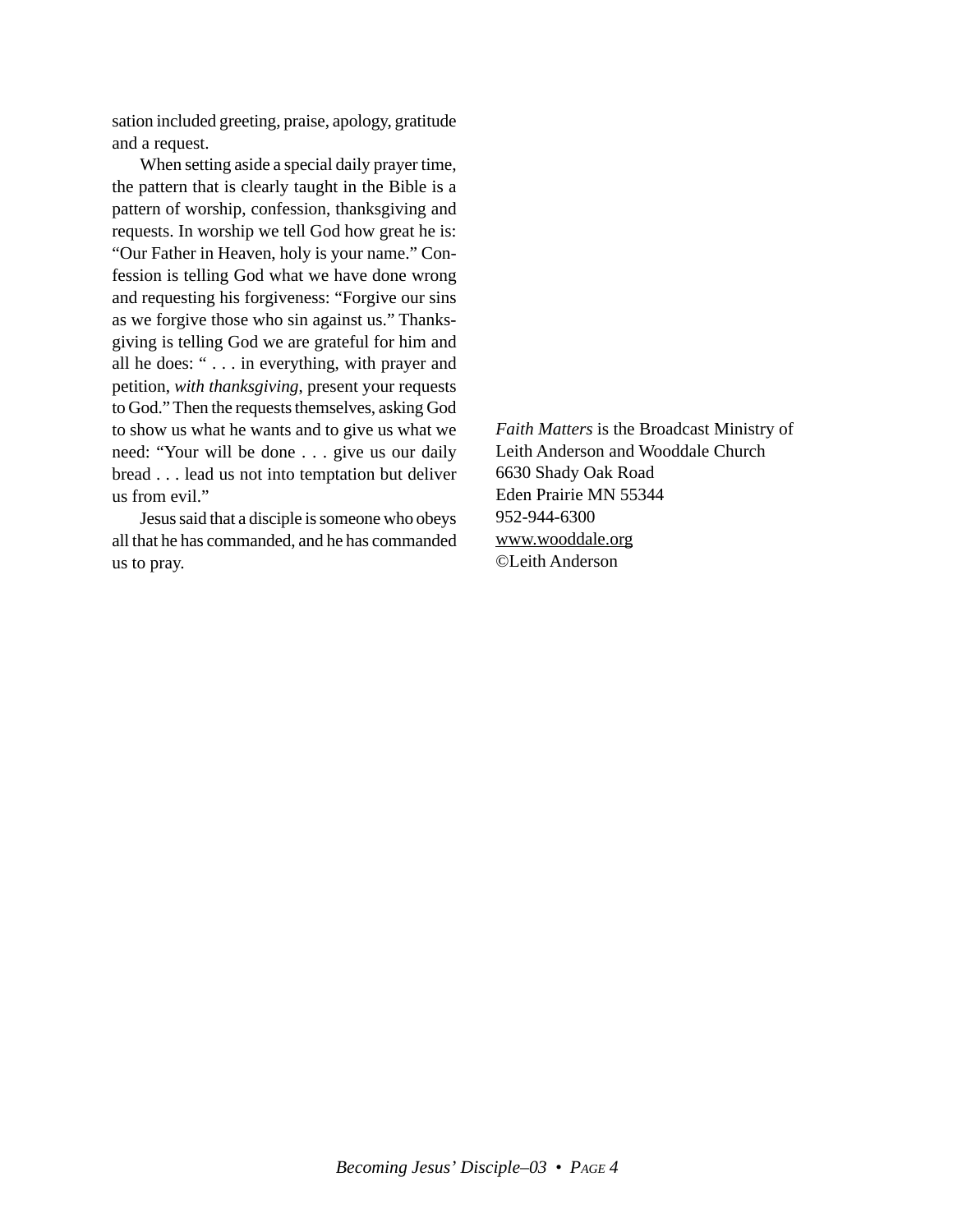sation included greeting, praise, apology, gratitude and a request.

When setting aside a special daily prayer time, the pattern that is clearly taught in the Bible is a pattern of worship, confession, thanksgiving and requests. In worship we tell God how great he is: "Our Father in Heaven, holy is your name." Confession is telling God what we have done wrong and requesting his forgiveness: "Forgive our sins as we forgive those who sin against us." Thanksgiving is telling God we are grateful for him and all he does: " . . . in everything, with prayer and petition, *with thanksgiving*, present your requests to God." Then the requests themselves, asking God to show us what he wants and to give us what we need: "Your will be done . . . give us our daily bread . . . lead us not into temptation but deliver us from evil."

Jesus said that a disciple is someone who obeys all that he has commanded, and he has commanded us to pray.

*Faith Matters* is the Broadcast Ministry of
Leith Anderson and Wooddale Church
6630 Shady Oak Road
Eden Prairie MN 55344
952-944-6300
www.wooddale.org
©Leith Anderson